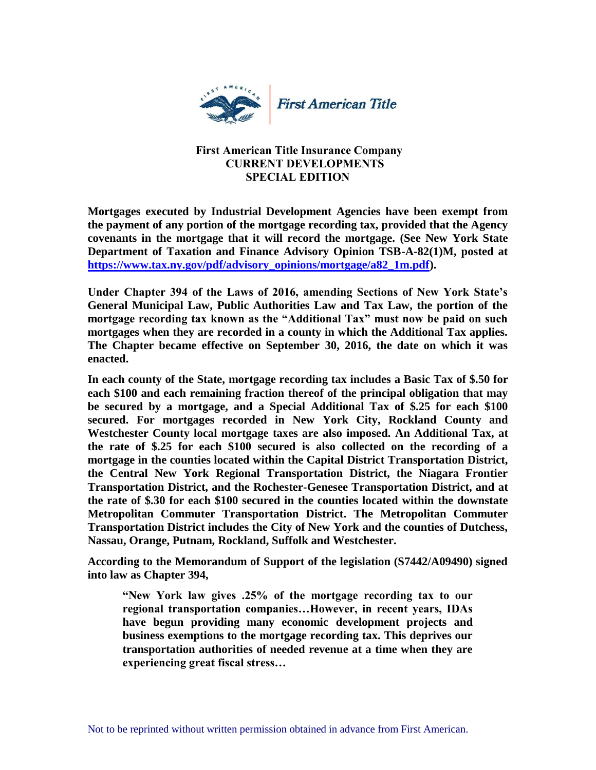**First American Title**

# First American Title Insurance Company
## CURRENT DEVELOPMENTS
## SPECIAL EDITION

**Mortgages executed by Industrial Development Agencies have been exempt from the payment of any portion of the mortgage recording tax, provided that the Agency covenants in the mortgage that it will record the mortgage. (See New York State Department of Taxation and Finance Advisory Opinion TSB-A-82(1)M, posted at [https://www.tax.ny.gov/pdf/advisory_opinions/mortgage/a82_1m.pdf](https://www.tax.ny.gov/pdf/advisory_opinions/mortgage/a82_1m.pdf)).**

**Under Chapter 394 of the Laws of 2016, amending Sections of New York State's General Municipal Law, Public Authorities Law and Tax Law, the portion of the mortgage recording tax known as the "Additional Tax" must now be paid on such mortgages when they are recorded in a county in which the Additional Tax applies. The Chapter became effective on September 30, 2016, the date on which it was enacted.**

**In each county of the State, mortgage recording tax includes a Basic Tax of $.50 for each $100 and each remaining fraction thereof of the principal obligation that may be secured by a mortgage, and a Special Additional Tax of $.25 for each $100 secured. For mortgages recorded in New York City, Rockland County and Westchester County local mortgage taxes are also imposed. An Additional Tax, at the rate of $.25 for each $100 secured is also collected on the recording of a mortgage in the counties located within the Capital District Transportation District, the Central New York Regional Transportation District, the Niagara Frontier Transportation District, and the Rochester-Genesee Transportation District, and at the rate of $.30 for each $100 secured in the counties located within the downstate Metropolitan Commuter Transportation District. The Metropolitan Commuter Transportation District includes the City of New York and the counties of Dutchess, Nassau, Orange, Putnam, Rockland, Suffolk and Westchester.**

**According to the Memorandum of Support of the legislation (S7442/A09490) signed into law as Chapter 394,**

> **"New York law gives .25% of the mortgage recording tax to our regional transportation companies…However, in recent years, IDAs have begun providing many economic development projects and business exemptions to the mortgage recording tax. This deprives our transportation authorities of needed revenue at a time when they are experiencing great fiscal stress…**

Not to be reprinted without written permission obtained in advance from First American.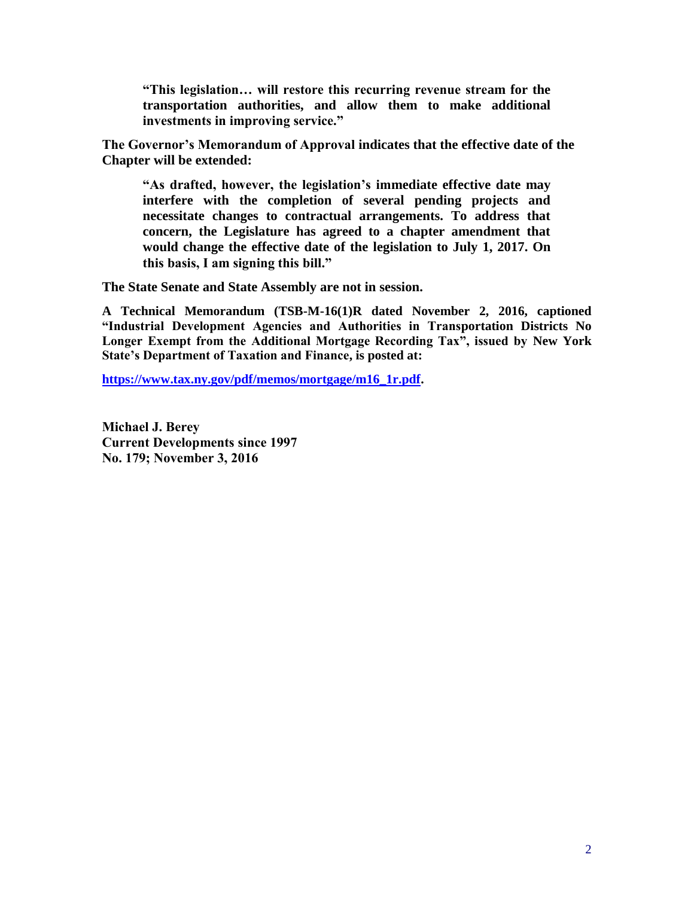> **"This legislation… will restore this recurring revenue stream for the transportation authorities, and allow them to make additional investments in improving service."**

**The Governor's Memorandum of Approval indicates that the effective date of the Chapter will be extended:**

> **"As drafted, however, the legislation's immediate effective date may interfere with the completion of several pending projects and necessitate changes to contractual arrangements. To address that concern, the Legislature has agreed to a chapter amendment that would change the effective date of the legislation to July 1, 2017. On this basis, I am signing this bill."**

**The State Senate and State Assembly are not in session.**

**A Technical Memorandum (TSB-M-16(1)R dated November 2, 2016, captioned "Industrial Development Agencies and Authorities in Transportation Districts No Longer Exempt from the Additional Mortgage Recording Tax", issued by New York State's Department of Taxation and Finance, is posted at:**

**[https://www.tax.ny.gov/pdf/memos/mortgage/m16_1r.pdf](https://www.tax.ny.gov/pdf/memos/mortgage/m16_1r.pdf).**

**Michael J. Berey**
**Current Developments since 1997**
**No. 179; November 3, 2016**